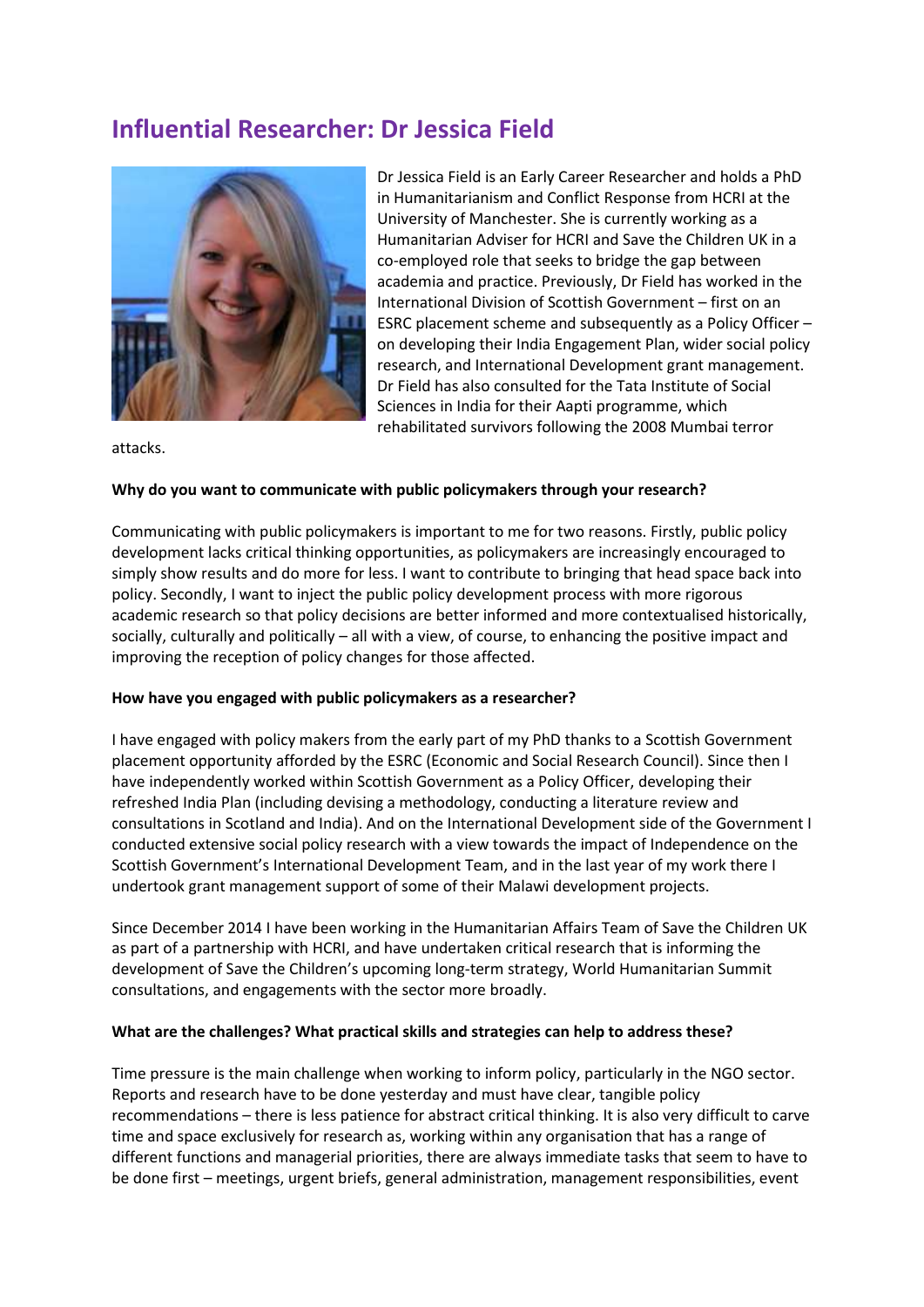# Influential Researcher: Dr Jessica Field

Dr Jessica Field is an Early Career Researcher and holds a PhD in Humanitarianism and Conflict Response from HCRI at the University of Manchester. She is currently working as a Humanitarian Adviser for HCRI and Save the Children UK in a co-employed role that seeks to bridge the gap between academia and practice. Previously, Dr Field has worked in the International Division of Scottish Government – first on an ESRC placement scheme and subsequently as a Policy Officer – on developing their India Engagement Plan, wider social policy research, and International Development grant management. Dr Field has also consulted for the Tata Institute of Social Sciences in India for their Aapti programme, which rehabilitated survivors following the 2008 Mumbai terror attacks.

**Why do you want to communicate with public policymakers through your research?**

Communicating with public policymakers is important to me for two reasons. Firstly, public policy development lacks critical thinking opportunities, as policymakers are increasingly encouraged to simply show results and do more for less. I want to contribute to bringing that head space back into policy. Secondly, I want to inject the public policy development process with more rigorous academic research so that policy decisions are better informed and more contextualised historically, socially, culturally and politically – all with a view, of course, to enhancing the positive impact and improving the reception of policy changes for those affected.

**How have you engaged with public policymakers as a researcher?**

I have engaged with policy makers from the early part of my PhD thanks to a Scottish Government placement opportunity afforded by the ESRC (Economic and Social Research Council). Since then I have independently worked within Scottish Government as a Policy Officer, developing their refreshed India Plan (including devising a methodology, conducting a literature review and consultations in Scotland and India). And on the International Development side of the Government I conducted extensive social policy research with a view towards the impact of Independence on the Scottish Government's International Development Team, and in the last year of my work there I undertook grant management support of some of their Malawi development projects.

Since December 2014 I have been working in the Humanitarian Affairs Team of Save the Children UK as part of a partnership with HCRI, and have undertaken critical research that is informing the development of Save the Children's upcoming long-term strategy, World Humanitarian Summit consultations, and engagements with the sector more broadly.

**What are the challenges? What practical skills and strategies can help to address these?**

Time pressure is the main challenge when working to inform policy, particularly in the NGO sector. Reports and research have to be done yesterday and must have clear, tangible policy recommendations – there is less patience for abstract critical thinking. It is also very difficult to carve time and space exclusively for research as, working within any organisation that has a range of different functions and managerial priorities, there are always immediate tasks that seem to have to be done first – meetings, urgent briefs, general administration, management responsibilities, event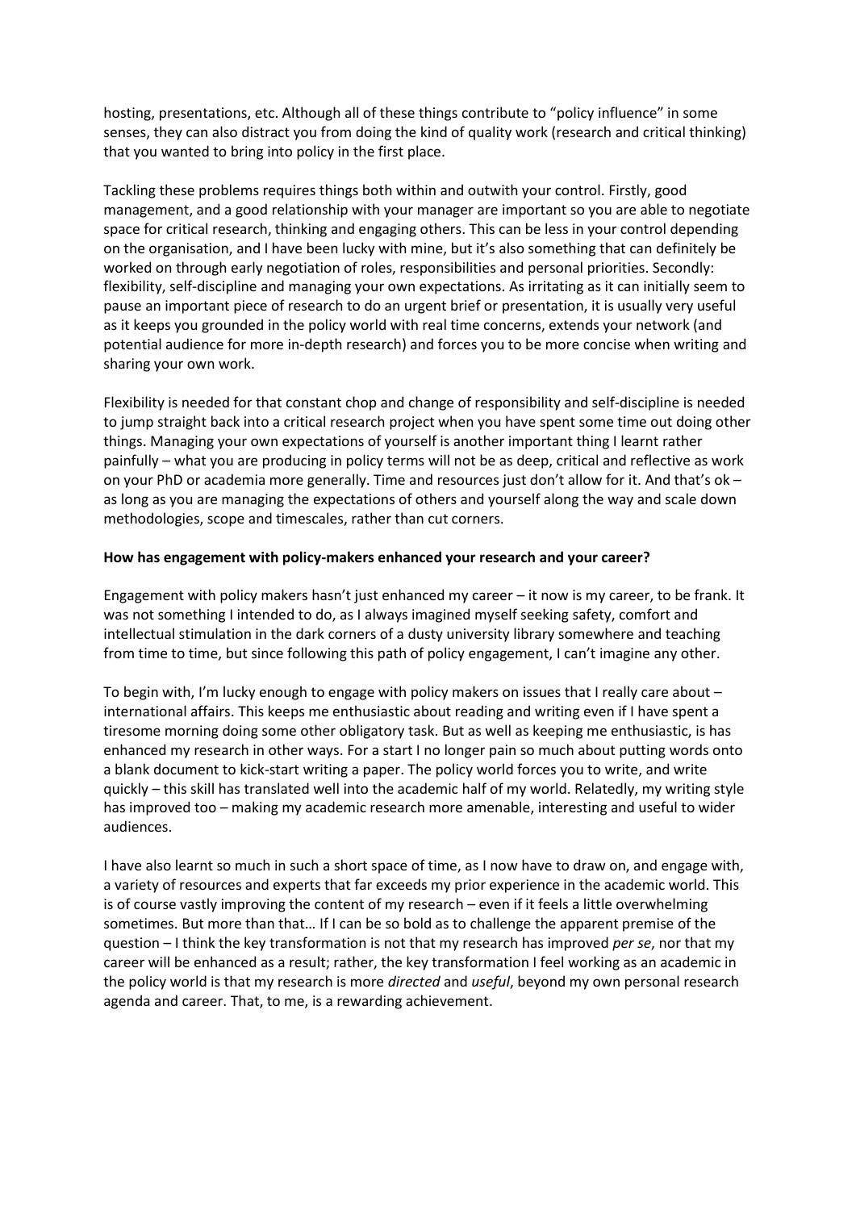hosting, presentations, etc. Although all of these things contribute to "policy influence" in some senses, they can also distract you from doing the kind of quality work (research and critical thinking) that you wanted to bring into policy in the first place.

Tackling these problems requires things both within and outwith your control. Firstly, good management, and a good relationship with your manager are important so you are able to negotiate space for critical research, thinking and engaging others. This can be less in your control depending on the organisation, and I have been lucky with mine, but it's also something that can definitely be worked on through early negotiation of roles, responsibilities and personal priorities. Secondly: flexibility, self-discipline and managing your own expectations. As irritating as it can initially seem to pause an important piece of research to do an urgent brief or presentation, it is usually very useful as it keeps you grounded in the policy world with real time concerns, extends your network (and potential audience for more in-depth research) and forces you to be more concise when writing and sharing your own work.

Flexibility is needed for that constant chop and change of responsibility and self-discipline is needed to jump straight back into a critical research project when you have spent some time out doing other things. Managing your own expectations of yourself is another important thing I learnt rather painfully – what you are producing in policy terms will not be as deep, critical and reflective as work on your PhD or academia more generally. Time and resources just don't allow for it. And that's ok – as long as you are managing the expectations of others and yourself along the way and scale down methodologies, scope and timescales, rather than cut corners.

**How has engagement with policy-makers enhanced your research and your career?**

Engagement with policy makers hasn't just enhanced my career – it now is my career, to be frank. It was not something I intended to do, as I always imagined myself seeking safety, comfort and intellectual stimulation in the dark corners of a dusty university library somewhere and teaching from time to time, but since following this path of policy engagement, I can't imagine any other.

To begin with, I'm lucky enough to engage with policy makers on issues that I really care about – international affairs. This keeps me enthusiastic about reading and writing even if I have spent a tiresome morning doing some other obligatory task. But as well as keeping me enthusiastic, is has enhanced my research in other ways. For a start I no longer pain so much about putting words onto a blank document to kick-start writing a paper. The policy world forces you to write, and write quickly – this skill has translated well into the academic half of my world. Relatedly, my writing style has improved too – making my academic research more amenable, interesting and useful to wider audiences.

I have also learnt so much in such a short space of time, as I now have to draw on, and engage with, a variety of resources and experts that far exceeds my prior experience in the academic world. This is of course vastly improving the content of my research – even if it feels a little overwhelming sometimes. But more than that… If I can be so bold as to challenge the apparent premise of the question – I think the key transformation is not that my research has improved *per se*, nor that my career will be enhanced as a result; rather, the key transformation I feel working as an academic in the policy world is that my research is more *directed* and *useful*, beyond my own personal research agenda and career. That, to me, is a rewarding achievement.